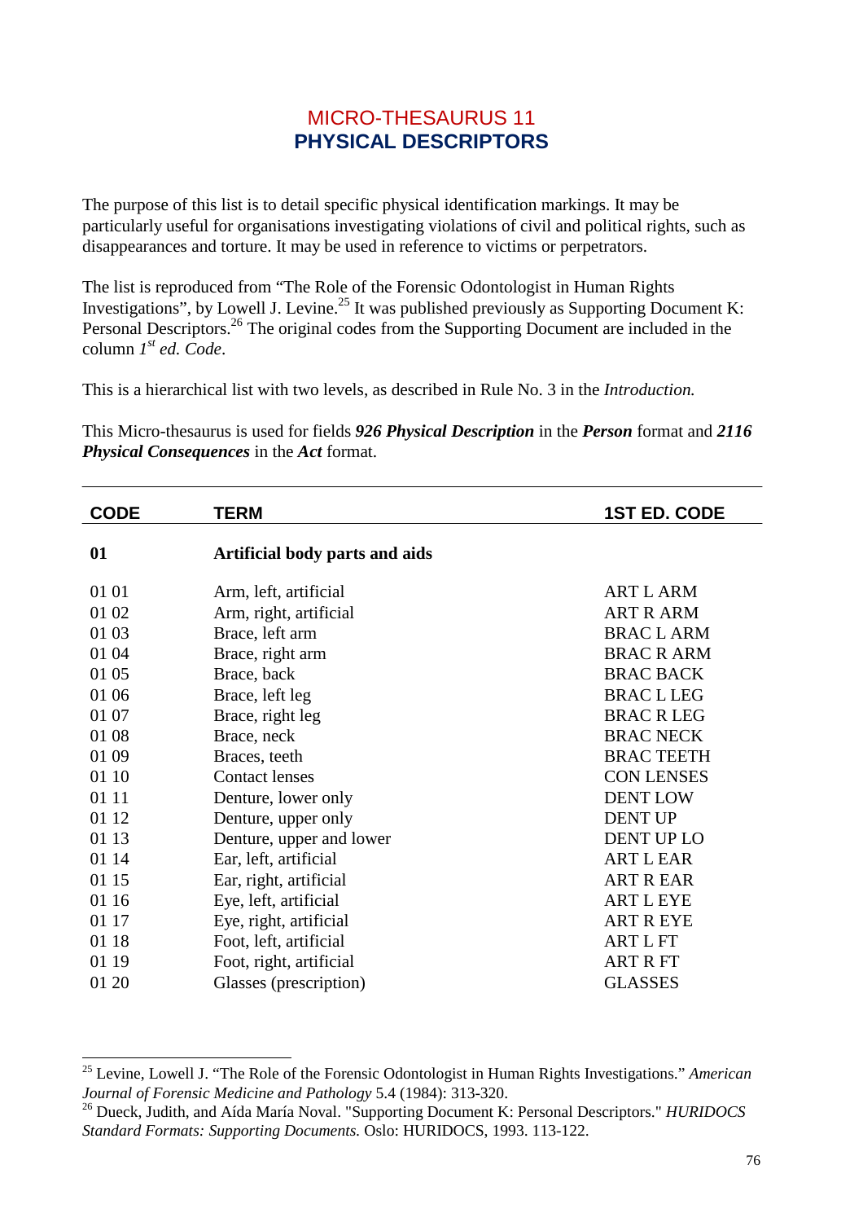# MICRO-THESAURUS 11
## PHYSICAL DESCRIPTORS

The purpose of this list is to detail specific physical identification markings. It may be particularly useful for organisations investigating violations of civil and political rights, such as disappearances and torture. It may be used in reference to victims or perpetrators.

The list is reproduced from "The Role of the Forensic Odontologist in Human Rights Investigations", by Lowell J. Levine.[25] It was published previously as Supporting Document K: Personal Descriptors.[26] The original codes from the Supporting Document are included in the column *1st ed. Code*.

This is a hierarchical list with two levels, as described in Rule No. 3 in the *Introduction.*

This Micro-thesaurus is used for fields ***926 Physical Description*** in the ***Person*** format and ***2116 Physical Consequences*** in the ***Act*** format.

| CODE | TERM | 1ST ED. CODE |
|---|---|---|
| **01** | **Artificial body parts and aids** | |
| 01 01 | Arm, left, artificial | ART L ARM |
| 01 02 | Arm, right, artificial | ART R ARM |
| 01 03 | Brace, left arm | BRAC L ARM |
| 01 04 | Brace, right arm | BRAC R ARM |
| 01 05 | Brace, back | BRAC BACK |
| 01 06 | Brace, left leg | BRAC L LEG |
| 01 07 | Brace, right leg | BRAC R LEG |
| 01 08 | Brace, neck | BRAC NECK |
| 01 09 | Braces, teeth | BRAC TEETH |
| 01 10 | Contact lenses | CON LENSES |
| 01 11 | Denture, lower only | DENT LOW |
| 01 12 | Denture, upper only | DENT UP |
| 01 13 | Denture, upper and lower | DENT UP LO |
| 01 14 | Ear, left, artificial | ART L EAR |
| 01 15 | Ear, right, artificial | ART R EAR |
| 01 16 | Eye, left, artificial | ART L EYE |
| 01 17 | Eye, right, artificial | ART R EYE |
| 01 18 | Foot, left, artificial | ART L FT |
| 01 19 | Foot, right, artificial | ART R FT |
| 01 20 | Glasses (prescription) | GLASSES |

[25] Levine, Lowell J. "The Role of the Forensic Odontologist in Human Rights Investigations." *American Journal of Forensic Medicine and Pathology* 5.4 (1984): 313-320.

[26] Dueck, Judith, and Aída María Noval. "Supporting Document K: Personal Descriptors." *HURIDOCS Standard Formats: Supporting Documents.* Oslo: HURIDOCS, 1993. 113-122.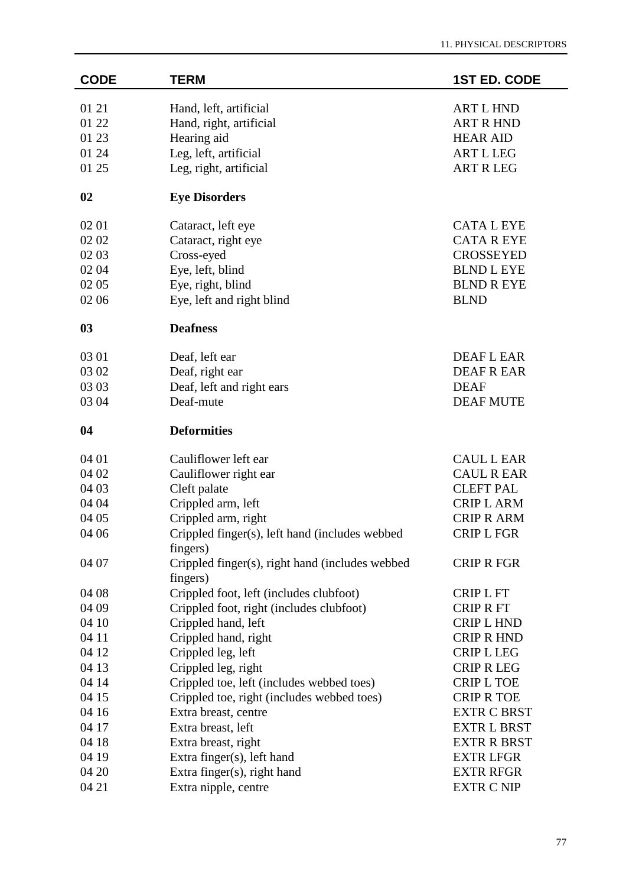| CODE | TERM | 1ST ED. CODE |
|---|---|---|
| 01 21 | Hand, left, artificial | ART L HND |
| 01 22 | Hand, right, artificial | ART R HND |
| 01 23 | Hearing aid | HEAR AID |
| 01 24 | Leg, left, artificial | ART L LEG |
| 01 25 | Leg, right, artificial | ART R LEG |
| **02** | **Eye Disorders** | |
| 02 01 | Cataract, left eye | CATA L EYE |
| 02 02 | Cataract, right eye | CATA R EYE |
| 02 03 | Cross-eyed | CROSSEYED |
| 02 04 | Eye, left, blind | BLND L EYE |
| 02 05 | Eye, right, blind | BLND R EYE |
| 02 06 | Eye, left and right blind | BLND |
| **03** | **Deafness** | |
| 03 01 | Deaf, left ear | DEAF L EAR |
| 03 02 | Deaf, right ear | DEAF R EAR |
| 03 03 | Deaf, left and right ears | DEAF |
| 03 04 | Deaf-mute | DEAF MUTE |
| **04** | **Deformities** | |
| 04 01 | Cauliflower left ear | CAUL L EAR |
| 04 02 | Cauliflower right ear | CAUL R EAR |
| 04 03 | Cleft palate | CLEFT PAL |
| 04 04 | Crippled arm, left | CRIP L ARM |
| 04 05 | Crippled arm, right | CRIP R ARM |
| 04 06 | Crippled finger(s), left hand (includes webbed fingers) | CRIP L FGR |
| 04 07 | Crippled finger(s), right hand (includes webbed fingers) | CRIP R FGR |
| 04 08 | Crippled foot, left (includes clubfoot) | CRIP L FT |
| 04 09 | Crippled foot, right (includes clubfoot) | CRIP R FT |
| 04 10 | Crippled hand, left | CRIP L HND |
| 04 11 | Crippled hand, right | CRIP R HND |
| 04 12 | Crippled leg, left | CRIP L LEG |
| 04 13 | Crippled leg, right | CRIP R LEG |
| 04 14 | Crippled toe, left (includes webbed toes) | CRIP L TOE |
| 04 15 | Crippled toe, right (includes webbed toes) | CRIP R TOE |
| 04 16 | Extra breast, centre | EXTR C BRST |
| 04 17 | Extra breast, left | EXTR L BRST |
| 04 18 | Extra breast, right | EXTR R BRST |
| 04 19 | Extra finger(s), left hand | EXTR LFGR |
| 04 20 | Extra finger(s), right hand | EXTR RFGR |
| 04 21 | Extra nipple, centre | EXTR C NIP |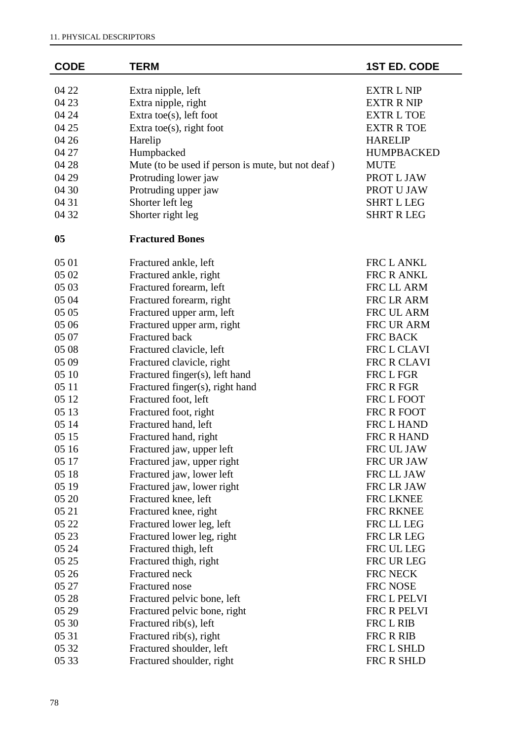| CODE | TERM | 1ST ED. CODE |
| --- | --- | --- |
| 04 22 | Extra nipple, left | EXTR L NIP |
| 04 23 | Extra nipple, right | EXTR R NIP |
| 04 24 | Extra toe(s), left foot | EXTR L TOE |
| 04 25 | Extra toe(s), right foot | EXTR R TOE |
| 04 26 | Harelip | HARELIP |
| 04 27 | Humpbacked | HUMPBACKED |
| 04 28 | Mute (to be used if person is mute, but not deaf ) | MUTE |
| 04 29 | Protruding lower jaw | PROT L JAW |
| 04 30 | Protruding upper jaw | PROT U JAW |
| 04 31 | Shorter left leg | SHRT L LEG |
| 04 32 | Shorter right leg | SHRT R LEG |
| **05** | **Fractured Bones** | |
| 05 01 | Fractured ankle, left | FRC L ANKL |
| 05 02 | Fractured ankle, right | FRC R ANKL |
| 05 03 | Fractured forearm, left | FRC LL ARM |
| 05 04 | Fractured forearm, right | FRC LR ARM |
| 05 05 | Fractured upper arm, left | FRC UL ARM |
| 05 06 | Fractured upper arm, right | FRC UR ARM |
| 05 07 | Fractured back | FRC BACK |
| 05 08 | Fractured clavicle, left | FRC L CLAVI |
| 05 09 | Fractured clavicle, right | FRC R CLAVI |
| 05 10 | Fractured finger(s), left hand | FRC L FGR |
| 05 11 | Fractured finger(s), right hand | FRC R FGR |
| 05 12 | Fractured foot, left | FRC L FOOT |
| 05 13 | Fractured foot, right | FRC R FOOT |
| 05 14 | Fractured hand, left | FRC L HAND |
| 05 15 | Fractured hand, right | FRC R HAND |
| 05 16 | Fractured jaw, upper left | FRC UL JAW |
| 05 17 | Fractured jaw, upper right | FRC UR JAW |
| 05 18 | Fractured jaw, lower left | FRC LL JAW |
| 05 19 | Fractured jaw, lower right | FRC LR JAW |
| 05 20 | Fractured knee, left | FRC LKNEE |
| 05 21 | Fractured knee, right | FRC RKNEE |
| 05 22 | Fractured lower leg, left | FRC LL LEG |
| 05 23 | Fractured lower leg, right | FRC LR LEG |
| 05 24 | Fractured thigh, left | FRC UL LEG |
| 05 25 | Fractured thigh, right | FRC UR LEG |
| 05 26 | Fractured neck | FRC NECK |
| 05 27 | Fractured nose | FRC NOSE |
| 05 28 | Fractured pelvic bone, left | FRC L PELVI |
| 05 29 | Fractured pelvic bone, right | FRC R PELVI |
| 05 30 | Fractured rib(s), left | FRC L RIB |
| 05 31 | Fractured rib(s), right | FRC R RIB |
| 05 32 | Fractured shoulder, left | FRC L SHLD |
| 05 33 | Fractured shoulder, right | FRC R SHLD |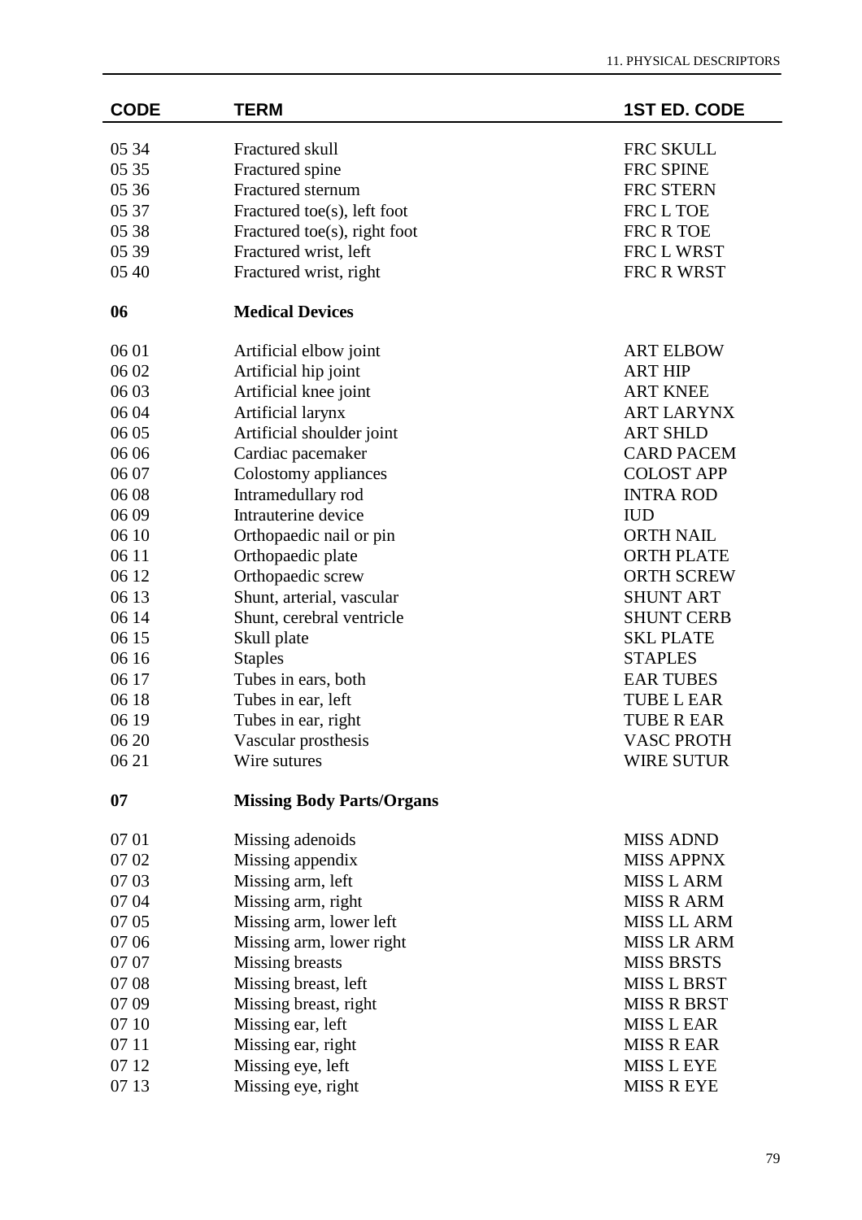| CODE | TERM | 1ST ED. CODE |
|---|---|---|
| 05 34 | Fractured skull | FRC SKULL |
| 05 35 | Fractured spine | FRC SPINE |
| 05 36 | Fractured sternum | FRC STERN |
| 05 37 | Fractured toe(s), left foot | FRC L TOE |
| 05 38 | Fractured toe(s), right foot | FRC R TOE |
| 05 39 | Fractured wrist, left | FRC L WRST |
| 05 40 | Fractured wrist, right | FRC R WRST |
| **06** | **Medical Devices** | |
| 06 01 | Artificial elbow joint | ART ELBOW |
| 06 02 | Artificial hip joint | ART HIP |
| 06 03 | Artificial knee joint | ART KNEE |
| 06 04 | Artificial larynx | ART LARYNX |
| 06 05 | Artificial shoulder joint | ART SHLD |
| 06 06 | Cardiac pacemaker | CARD PACEM |
| 06 07 | Colostomy appliances | COLOST APP |
| 06 08 | Intramedullary rod | INTRA ROD |
| 06 09 | Intrauterine device | IUD |
| 06 10 | Orthopaedic nail or pin | ORTH NAIL |
| 06 11 | Orthopaedic plate | ORTH PLATE |
| 06 12 | Orthopaedic screw | ORTH SCREW |
| 06 13 | Shunt, arterial, vascular | SHUNT ART |
| 06 14 | Shunt, cerebral ventricle | SHUNT CERB |
| 06 15 | Skull plate | SKL PLATE |
| 06 16 | Staples | STAPLES |
| 06 17 | Tubes in ears, both | EAR TUBES |
| 06 18 | Tubes in ear, left | TUBE L EAR |
| 06 19 | Tubes in ear, right | TUBE R EAR |
| 06 20 | Vascular prosthesis | VASC PROTH |
| 06 21 | Wire sutures | WIRE SUTUR |
| **07** | **Missing Body Parts/Organs** | |
| 07 01 | Missing adenoids | MISS ADND |
| 07 02 | Missing appendix | MISS APPNX |
| 07 03 | Missing arm, left | MISS L ARM |
| 07 04 | Missing arm, right | MISS R ARM |
| 07 05 | Missing arm, lower left | MISS LL ARM |
| 07 06 | Missing arm, lower right | MISS LR ARM |
| 07 07 | Missing breasts | MISS BRSTS |
| 07 08 | Missing breast, left | MISS L BRST |
| 07 09 | Missing breast, right | MISS R BRST |
| 07 10 | Missing ear, left | MISS L EAR |
| 07 11 | Missing ear, right | MISS R EAR |
| 07 12 | Missing eye, left | MISS L EYE |
| 07 13 | Missing eye, right | MISS R EYE |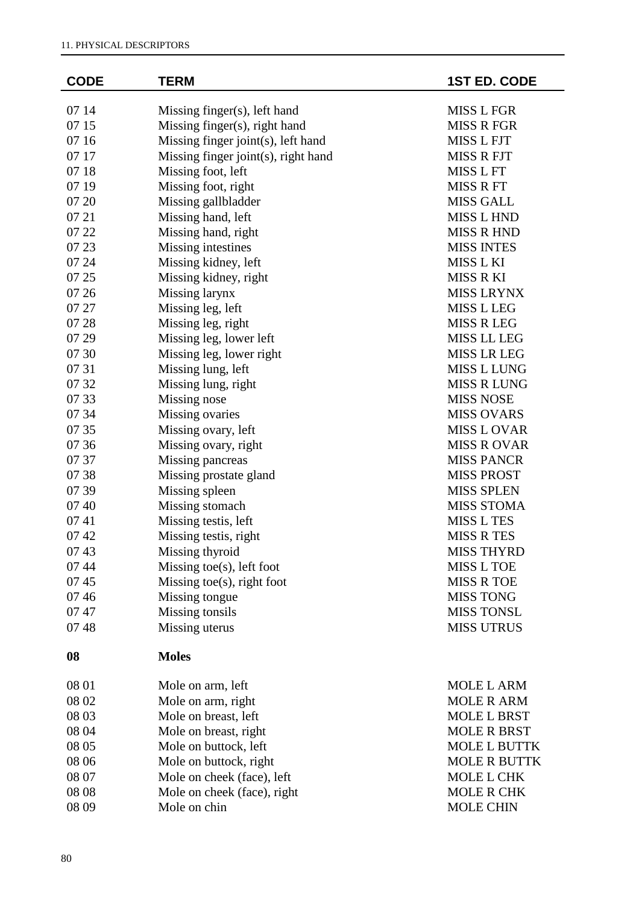| CODE | TERM | 1ST ED. CODE |
|---|---|---|
| 07 14 | Missing finger(s), left hand | MISS L FGR |
| 07 15 | Missing finger(s), right hand | MISS R FGR |
| 07 16 | Missing finger joint(s), left hand | MISS L FJT |
| 07 17 | Missing finger joint(s), right hand | MISS R FJT |
| 07 18 | Missing foot, left | MISS L FT |
| 07 19 | Missing foot, right | MISS R FT |
| 07 20 | Missing gallbladder | MISS GALL |
| 07 21 | Missing hand, left | MISS L HND |
| 07 22 | Missing hand, right | MISS R HND |
| 07 23 | Missing intestines | MISS INTES |
| 07 24 | Missing kidney, left | MISS L KI |
| 07 25 | Missing kidney, right | MISS R KI |
| 07 26 | Missing larynx | MISS LRYNX |
| 07 27 | Missing leg, left | MISS L LEG |
| 07 28 | Missing leg, right | MISS R LEG |
| 07 29 | Missing leg, lower left | MISS LL LEG |
| 07 30 | Missing leg, lower right | MISS LR LEG |
| 07 31 | Missing lung, left | MISS L LUNG |
| 07 32 | Missing lung, right | MISS R LUNG |
| 07 33 | Missing nose | MISS NOSE |
| 07 34 | Missing ovaries | MISS OVARS |
| 07 35 | Missing ovary, left | MISS L OVAR |
| 07 36 | Missing ovary, right | MISS R OVAR |
| 07 37 | Missing pancreas | MISS PANCR |
| 07 38 | Missing prostate gland | MISS PROST |
| 07 39 | Missing spleen | MISS SPLEN |
| 07 40 | Missing stomach | MISS STOMA |
| 07 41 | Missing testis, left | MISS L TES |
| 07 42 | Missing testis, right | MISS R TES |
| 07 43 | Missing thyroid | MISS THYRD |
| 07 44 | Missing toe(s), left foot | MISS L TOE |
| 07 45 | Missing toe(s), right foot | MISS R TOE |
| 07 46 | Missing tongue | MISS TONG |
| 07 47 | Missing tonsils | MISS TONSL |
| 07 48 | Missing uterus | MISS UTRUS |
| **08** | **Moles** | |
| 08 01 | Mole on arm, left | MOLE L ARM |
| 08 02 | Mole on arm, right | MOLE R ARM |
| 08 03 | Mole on breast, left | MOLE L BRST |
| 08 04 | Mole on breast, right | MOLE R BRST |
| 08 05 | Mole on buttock, left | MOLE L BUTTK |
| 08 06 | Mole on buttock, right | MOLE R BUTTK |
| 08 07 | Mole on cheek (face), left | MOLE L CHK |
| 08 08 | Mole on cheek (face), right | MOLE R CHK |
| 08 09 | Mole on chin | MOLE CHIN |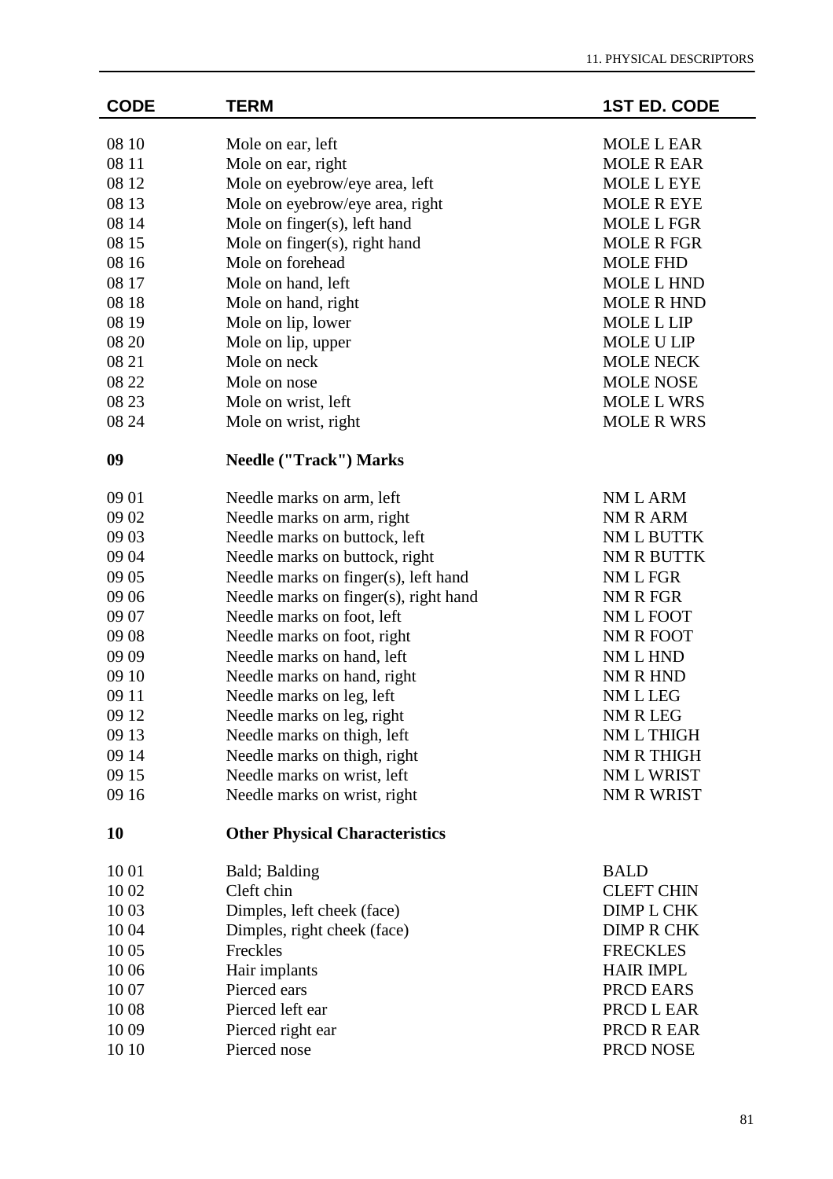| CODE | TERM | 1ST ED. CODE |
|---|---|---|
| 08 10 | Mole on ear, left | MOLE L EAR |
| 08 11 | Mole on ear, right | MOLE R EAR |
| 08 12 | Mole on eyebrow/eye area, left | MOLE L EYE |
| 08 13 | Mole on eyebrow/eye area, right | MOLE R EYE |
| 08 14 | Mole on finger(s), left hand | MOLE L FGR |
| 08 15 | Mole on finger(s), right hand | MOLE R FGR |
| 08 16 | Mole on forehead | MOLE FHD |
| 08 17 | Mole on hand, left | MOLE L HND |
| 08 18 | Mole on hand, right | MOLE R HND |
| 08 19 | Mole on lip, lower | MOLE L LIP |
| 08 20 | Mole on lip, upper | MOLE U LIP |
| 08 21 | Mole on neck | MOLE NECK |
| 08 22 | Mole on nose | MOLE NOSE |
| 08 23 | Mole on wrist, left | MOLE L WRS |
| 08 24 | Mole on wrist, right | MOLE R WRS |
| **09** | **Needle ("Track") Marks** | |
| 09 01 | Needle marks on arm, left | NM L ARM |
| 09 02 | Needle marks on arm, right | NM R ARM |
| 09 03 | Needle marks on buttock, left | NM L BUTTK |
| 09 04 | Needle marks on buttock, right | NM R BUTTK |
| 09 05 | Needle marks on finger(s), left hand | NM L FGR |
| 09 06 | Needle marks on finger(s), right hand | NM R FGR |
| 09 07 | Needle marks on foot, left | NM L FOOT |
| 09 08 | Needle marks on foot, right | NM R FOOT |
| 09 09 | Needle marks on hand, left | NM L HND |
| 09 10 | Needle marks on hand, right | NM R HND |
| 09 11 | Needle marks on leg, left | NM L LEG |
| 09 12 | Needle marks on leg, right | NM R LEG |
| 09 13 | Needle marks on thigh, left | NM L THIGH |
| 09 14 | Needle marks on thigh, right | NM R THIGH |
| 09 15 | Needle marks on wrist, left | NM L WRIST |
| 09 16 | Needle marks on wrist, right | NM R WRIST |
| **10** | **Other Physical Characteristics** | |
| 10 01 | Bald; Balding | BALD |
| 10 02 | Cleft chin | CLEFT CHIN |
| 10 03 | Dimples, left cheek (face) | DIMP L CHK |
| 10 04 | Dimples, right cheek (face) | DIMP R CHK |
| 10 05 | Freckles | FRECKLES |
| 10 06 | Hair implants | HAIR IMPL |
| 10 07 | Pierced ears | PRCD EARS |
| 10 08 | Pierced left ear | PRCD L EAR |
| 10 09 | Pierced right ear | PRCD R EAR |
| 10 10 | Pierced nose | PRCD NOSE |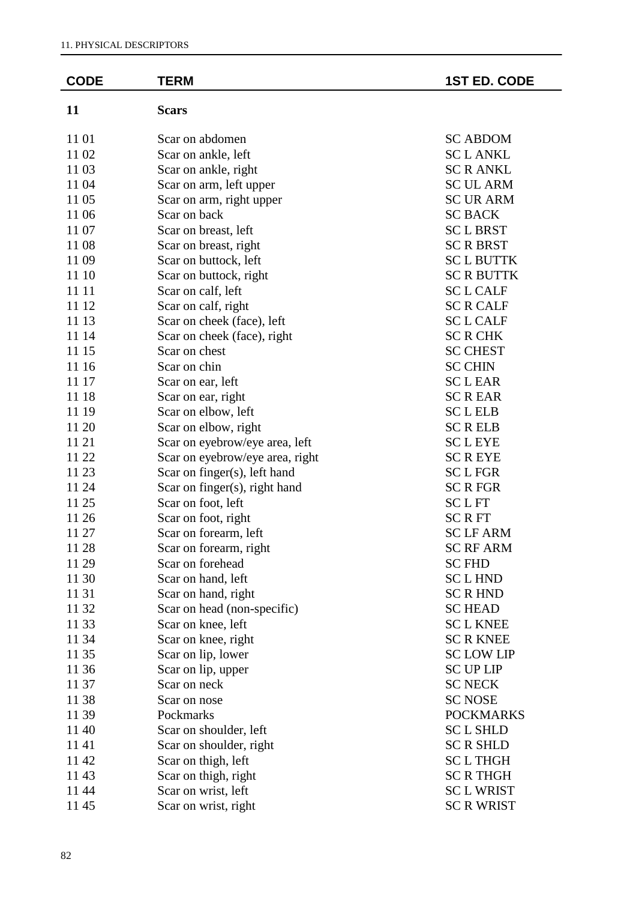| CODE | TERM | 1ST ED. CODE |
|---|---|---|
| **11** | **Scars** | |
| 11 01 | Scar on abdomen | SC ABDOM |
| 11 02 | Scar on ankle, left | SC L ANKL |
| 11 03 | Scar on ankle, right | SC R ANKL |
| 11 04 | Scar on arm, left upper | SC UL ARM |
| 11 05 | Scar on arm, right upper | SC UR ARM |
| 11 06 | Scar on back | SC BACK |
| 11 07 | Scar on breast, left | SC L BRST |
| 11 08 | Scar on breast, right | SC R BRST |
| 11 09 | Scar on buttock, left | SC L BUTTK |
| 11 10 | Scar on buttock, right | SC R BUTTK |
| 11 11 | Scar on calf, left | SC L CALF |
| 11 12 | Scar on calf, right | SC R CALF |
| 11 13 | Scar on cheek (face), left | SC L CALF |
| 11 14 | Scar on cheek (face), right | SC R CHK |
| 11 15 | Scar on chest | SC CHEST |
| 11 16 | Scar on chin | SC CHIN |
| 11 17 | Scar on ear, left | SC L EAR |
| 11 18 | Scar on ear, right | SC R EAR |
| 11 19 | Scar on elbow, left | SC L ELB |
| 11 20 | Scar on elbow, right | SC R ELB |
| 11 21 | Scar on eyebrow/eye area, left | SC L EYE |
| 11 22 | Scar on eyebrow/eye area, right | SC R EYE |
| 11 23 | Scar on finger(s), left hand | SC L FGR |
| 11 24 | Scar on finger(s), right hand | SC R FGR |
| 11 25 | Scar on foot, left | SC L FT |
| 11 26 | Scar on foot, right | SC R FT |
| 11 27 | Scar on forearm, left | SC LF ARM |
| 11 28 | Scar on forearm, right | SC RF ARM |
| 11 29 | Scar on forehead | SC FHD |
| 11 30 | Scar on hand, left | SC L HND |
| 11 31 | Scar on hand, right | SC R HND |
| 11 32 | Scar on head (non-specific) | SC HEAD |
| 11 33 | Scar on knee, left | SC L KNEE |
| 11 34 | Scar on knee, right | SC R KNEE |
| 11 35 | Scar on lip, lower | SC LOW LIP |
| 11 36 | Scar on lip, upper | SC UP LIP |
| 11 37 | Scar on neck | SC NECK |
| 11 38 | Scar on nose | SC NOSE |
| 11 39 | Pockmarks | POCKMARKS |
| 11 40 | Scar on shoulder, left | SC L SHLD |
| 11 41 | Scar on shoulder, right | SC R SHLD |
| 11 42 | Scar on thigh, left | SC L THGH |
| 11 43 | Scar on thigh, right | SC R THGH |
| 11 44 | Scar on wrist, left | SC L WRIST |
| 11 45 | Scar on wrist, right | SC R WRIST |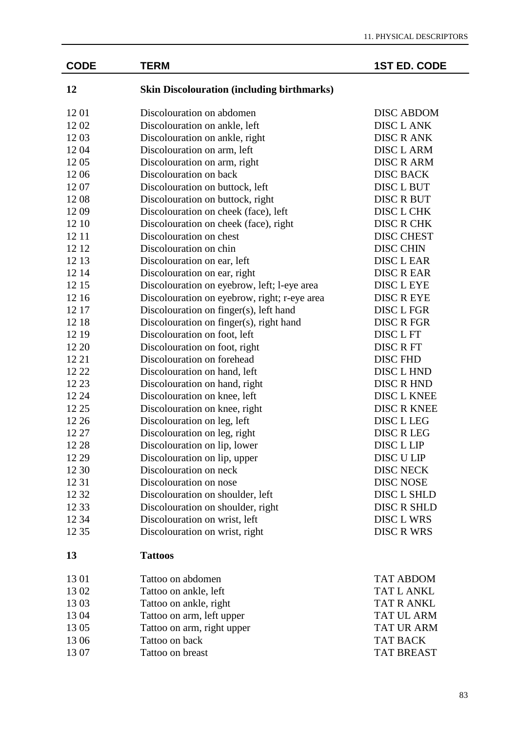| CODE | TERM | 1ST ED. CODE |
|---|---|---|
| **12** | **Skin Discolouration (including birthmarks)** | |
| 12 01 | Discolouration on abdomen | DISC ABDOM |
| 12 02 | Discolouration on ankle, left | DISC L ANK |
| 12 03 | Discolouration on ankle, right | DISC R ANK |
| 12 04 | Discolouration on arm, left | DISC L ARM |
| 12 05 | Discolouration on arm, right | DISC R ARM |
| 12 06 | Discolouration on back | DISC BACK |
| 12 07 | Discolouration on buttock, left | DISC L BUT |
| 12 08 | Discolouration on buttock, right | DISC R BUT |
| 12 09 | Discolouration on cheek (face), left | DISC L CHK |
| 12 10 | Discolouration on cheek (face), right | DISC R CHK |
| 12 11 | Discolouration on chest | DISC CHEST |
| 12 12 | Discolouration on chin | DISC CHIN |
| 12 13 | Discolouration on ear, left | DISC L EAR |
| 12 14 | Discolouration on ear, right | DISC R EAR |
| 12 15 | Discolouration on eyebrow, left; l-eye area | DISC L EYE |
| 12 16 | Discolouration on eyebrow, right; r-eye area | DISC R EYE |
| 12 17 | Discolouration on finger(s), left hand | DISC L FGR |
| 12 18 | Discolouration on finger(s), right hand | DISC R FGR |
| 12 19 | Discolouration on foot, left | DISC L FT |
| 12 20 | Discolouration on foot, right | DISC R FT |
| 12 21 | Discolouration on forehead | DISC FHD |
| 12 22 | Discolouration on hand, left | DISC L HND |
| 12 23 | Discolouration on hand, right | DISC R HND |
| 12 24 | Discolouration on knee, left | DISC L KNEE |
| 12 25 | Discolouration on knee, right | DISC R KNEE |
| 12 26 | Discolouration on leg, left | DISC L LEG |
| 12 27 | Discolouration on leg, right | DISC R LEG |
| 12 28 | Discolouration on lip, lower | DISC L LIP |
| 12 29 | Discolouration on lip, upper | DISC U LIP |
| 12 30 | Discolouration on neck | DISC NECK |
| 12 31 | Discolouration on nose | DISC NOSE |
| 12 32 | Discolouration on shoulder, left | DISC L SHLD |
| 12 33 | Discolouration on shoulder, right | DISC R SHLD |
| 12 34 | Discolouration on wrist, left | DISC L WRS |
| 12 35 | Discolouration on wrist, right | DISC R WRS |
| **13** | **Tattoos** | |
| 13 01 | Tattoo on abdomen | TAT ABDOM |
| 13 02 | Tattoo on ankle, left | TAT L ANKL |
| 13 03 | Tattoo on ankle, right | TAT R ANKL |
| 13 04 | Tattoo on arm, left upper | TAT UL ARM |
| 13 05 | Tattoo on arm, right upper | TAT UR ARM |
| 13 06 | Tattoo on back | TAT BACK |
| 13 07 | Tattoo on breast | TAT BREAST |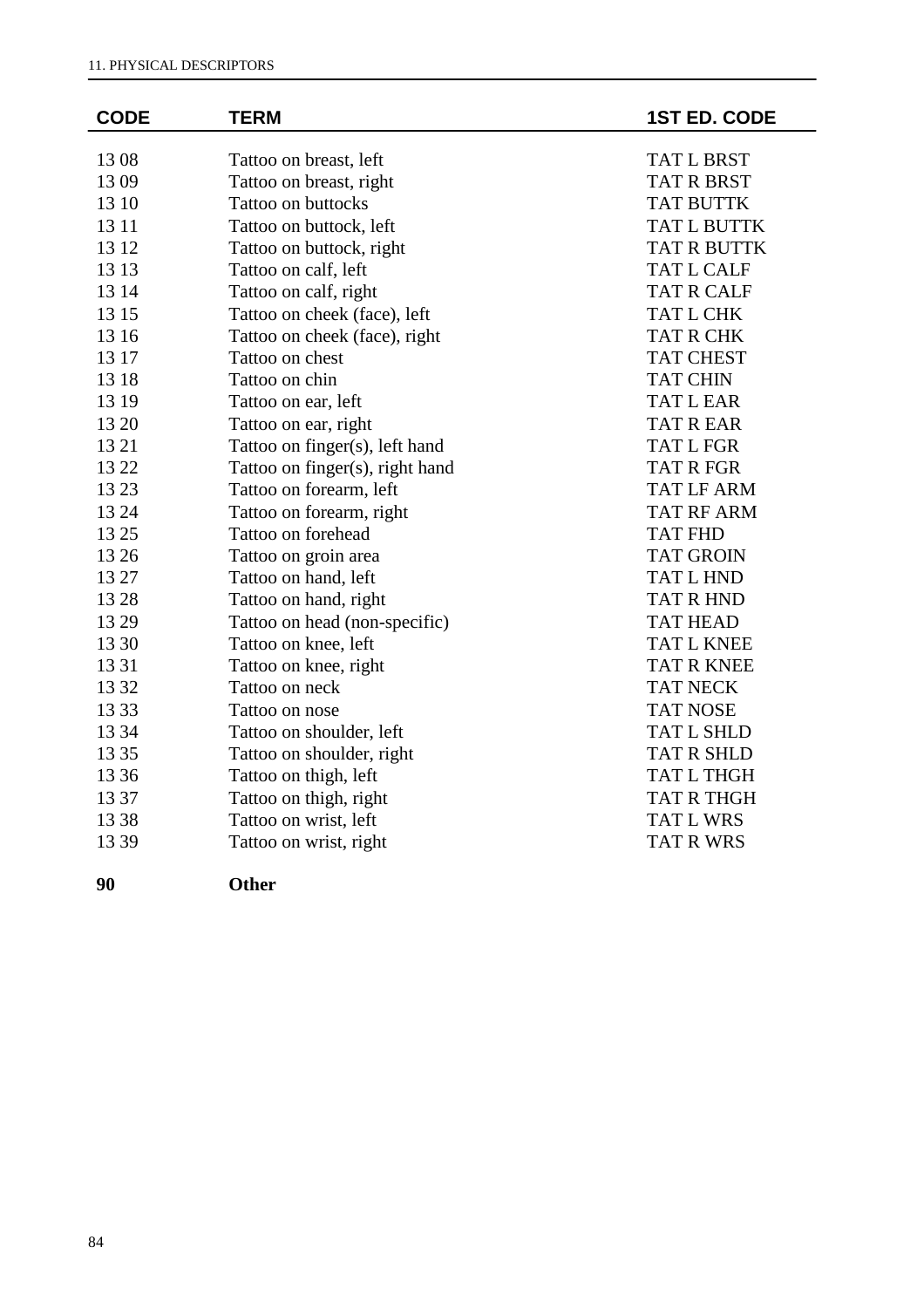| CODE | TERM | 1ST ED. CODE |
|---|---|---|
| 13 08 | Tattoo on breast, left | TAT L BRST |
| 13 09 | Tattoo on breast, right | TAT R BRST |
| 13 10 | Tattoo on buttocks | TAT BUTTK |
| 13 11 | Tattoo on buttock, left | TAT L BUTTK |
| 13 12 | Tattoo on buttock, right | TAT R BUTTK |
| 13 13 | Tattoo on calf, left | TAT L CALF |
| 13 14 | Tattoo on calf, right | TAT R CALF |
| 13 15 | Tattoo on cheek (face), left | TAT L CHK |
| 13 16 | Tattoo on cheek (face), right | TAT R CHK |
| 13 17 | Tattoo on chest | TAT CHEST |
| 13 18 | Tattoo on chin | TAT CHIN |
| 13 19 | Tattoo on ear, left | TAT L EAR |
| 13 20 | Tattoo on ear, right | TAT R EAR |
| 13 21 | Tattoo on finger(s), left hand | TAT L FGR |
| 13 22 | Tattoo on finger(s), right hand | TAT R FGR |
| 13 23 | Tattoo on forearm, left | TAT LF ARM |
| 13 24 | Tattoo on forearm, right | TAT RF ARM |
| 13 25 | Tattoo on forehead | TAT FHD |
| 13 26 | Tattoo on groin area | TAT GROIN |
| 13 27 | Tattoo on hand, left | TAT L HND |
| 13 28 | Tattoo on hand, right | TAT R HND |
| 13 29 | Tattoo on head (non-specific) | TAT HEAD |
| 13 30 | Tattoo on knee, left | TAT L KNEE |
| 13 31 | Tattoo on knee, right | TAT R KNEE |
| 13 32 | Tattoo on neck | TAT NECK |
| 13 33 | Tattoo on nose | TAT NOSE |
| 13 34 | Tattoo on shoulder, left | TAT L SHLD |
| 13 35 | Tattoo on shoulder, right | TAT R SHLD |
| 13 36 | Tattoo on thigh, left | TAT L THGH |
| 13 37 | Tattoo on thigh, right | TAT R THGH |
| 13 38 | Tattoo on wrist, left | TAT L WRS |
| 13 39 | Tattoo on wrist, right | TAT R WRS |
| **90** | **Other** | |